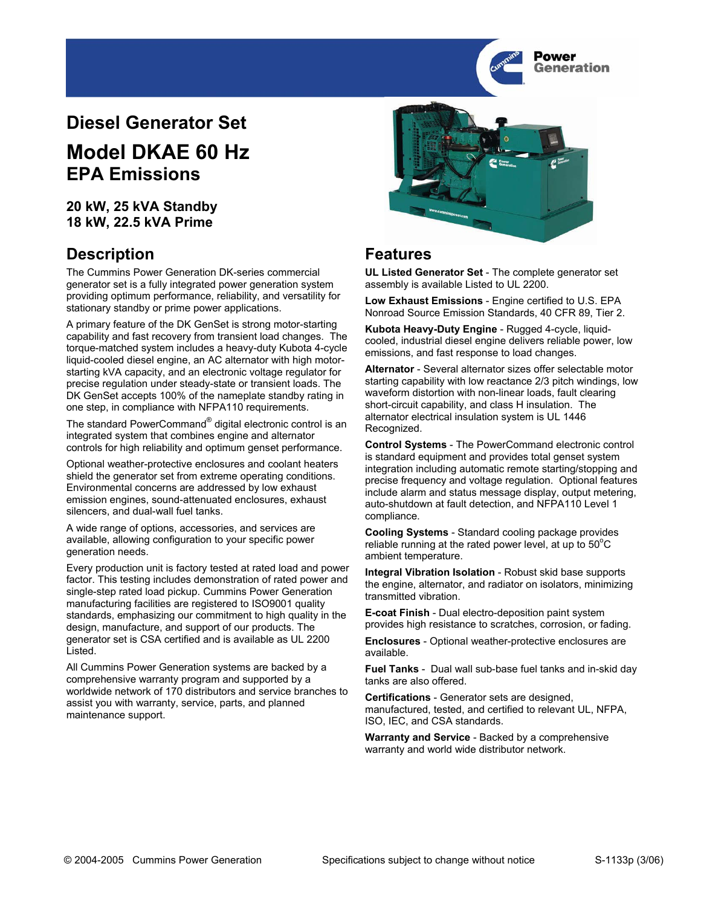# Diesel Generator Set

## Model DKAE 60 Hz
## EPA Emissions

**20 kW, 25 kVA Standby**
**18 kW, 22.5 kVA Prime**

## Description

The Cummins Power Generation DK-series commercial generator set is a fully integrated power generation system providing optimum performance, reliability, and versatility for stationary standby or prime power applications.

A primary feature of the DK GenSet is strong motor-starting capability and fast recovery from transient load changes. The torque-matched system includes a heavy-duty Kubota 4-cycle liquid-cooled diesel engine, an AC alternator with high motor-starting kVA capacity, and an electronic voltage regulator for precise regulation under steady-state or transient loads. The DK GenSet accepts 100% of the nameplate standby rating in one step, in compliance with NFPA110 requirements.

The standard PowerCommand® digital electronic control is an integrated system that combines engine and alternator controls for high reliability and optimum genset performance.

Optional weather-protective enclosures and coolant heaters shield the generator set from extreme operating conditions. Environmental concerns are addressed by low exhaust emission engines, sound-attenuated enclosures, exhaust silencers, and dual-wall fuel tanks.

A wide range of options, accessories, and services are available, allowing configuration to your specific power generation needs.

Every production unit is factory tested at rated load and power factor. This testing includes demonstration of rated power and single-step rated load pickup. Cummins Power Generation manufacturing facilities are registered to ISO9001 quality standards, emphasizing our commitment to high quality in the design, manufacture, and support of our products. The generator set is CSA certified and is available as UL 2200 Listed.

All Cummins Power Generation systems are backed by a comprehensive warranty program and supported by a worldwide network of 170 distributors and service branches to assist you with warranty, service, parts, and planned maintenance support.

## Features

**UL Listed Generator Set** - The complete generator set assembly is available Listed to UL 2200.

**Low Exhaust Emissions** - Engine certified to U.S. EPA Nonroad Source Emission Standards, 40 CFR 89, Tier 2.

**Kubota Heavy-Duty Engine** - Rugged 4-cycle, liquid-cooled, industrial diesel engine delivers reliable power, low emissions, and fast response to load changes.

**Alternator** - Several alternator sizes offer selectable motor starting capability with low reactance 2/3 pitch windings, low waveform distortion with non-linear loads, fault clearing short-circuit capability, and class H insulation. The alternator electrical insulation system is UL 1446 Recognized.

**Control Systems** - The PowerCommand electronic control is standard equipment and provides total genset system integration including automatic remote starting/stopping and precise frequency and voltage regulation. Optional features include alarm and status message display, output metering, auto-shutdown at fault detection, and NFPA110 Level 1 compliance.

**Cooling Systems** - Standard cooling package provides reliable running at the rated power level, at up to 50°C ambient temperature.

**Integral Vibration Isolation** - Robust skid base supports the engine, alternator, and radiator on isolators, minimizing transmitted vibration.

**E-coat Finish** - Dual electro-deposition paint system provides high resistance to scratches, corrosion, or fading.

**Enclosures** - Optional weather-protective enclosures are available.

**Fuel Tanks** - Dual wall sub-base fuel tanks and in-skid day tanks are also offered.

**Certifications** - Generator sets are designed, manufactured, tested, and certified to relevant UL, NFPA, ISO, IEC, and CSA standards.

**Warranty and Service** - Backed by a comprehensive warranty and world wide distributor network.

© 2004-2005 Cummins Power Generation    Specifications subject to change without notice    S-1133p (3/06)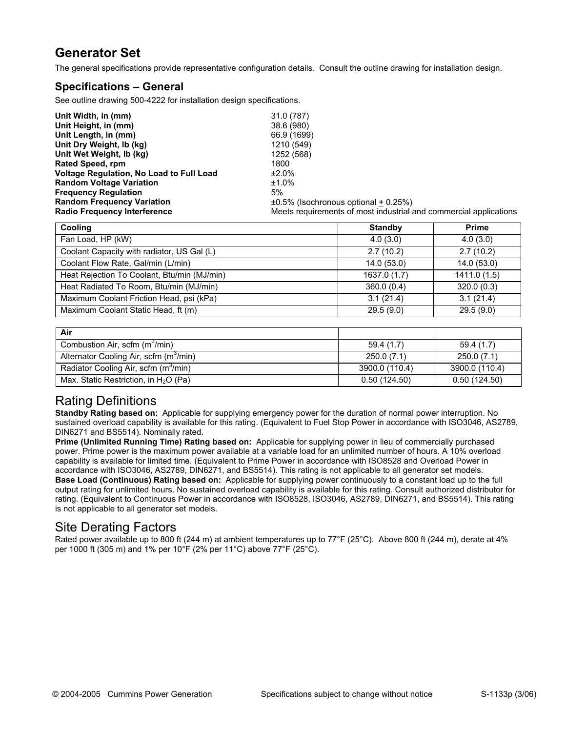# Generator Set

The general specifications provide representative configuration details. Consult the outline drawing for installation design.

## Specifications – General

See outline drawing 500-4222 for installation design specifications.

| | |
|---|---|
| **Unit Width, in (mm)** | 31.0 (787) |
| **Unit Height, in (mm)** | 38.6 (980) |
| **Unit Length, in (mm)** | 66.9 (1699) |
| **Unit Dry Weight, lb (kg)** | 1210 (549) |
| **Unit Wet Weight, lb (kg)** | 1252 (568) |
| **Rated Speed, rpm** | 1800 |
| **Voltage Regulation, No Load to Full Load** | ±2.0% |
| **Random Voltage Variation** | ±1.0% |
| **Frequency Regulation** | 5% |
| **Random Frequency Variation** | ±0.5% (Isochronous optional ± 0.25%) |
| **Radio Frequency Interference** | Meets requirements of most industrial and commercial applications |

| Cooling | Standby | Prime |
|---|---|---|
| Fan Load, HP (kW) | 4.0 (3.0) | 4.0 (3.0) |
| Coolant Capacity with radiator, US Gal (L) | 2.7 (10.2) | 2.7 (10.2) |
| Coolant Flow Rate, Gal/min (L/min) | 14.0 (53.0) | 14.0 (53.0) |
| Heat Rejection To Coolant, Btu/min (MJ/min) | 1637.0 (1.7) | 1411.0 (1.5) |
| Heat Radiated To Room, Btu/min (MJ/min) | 360.0 (0.4) | 320.0 (0.3) |
| Maximum Coolant Friction Head, psi (kPa) | 3.1 (21.4) | 3.1 (21.4) |
| Maximum Coolant Static Head, ft (m) | 29.5 (9.0) | 29.5 (9.0) |

| Air | | |
|---|---|---|
| Combustion Air, scfm ($m^3$/min) | 59.4 (1.7) | 59.4 (1.7) |
| Alternator Cooling Air, scfm ($m^3$/min) | 250.0 (7.1) | 250.0 (7.1) |
| Radiator Cooling Air, scfm ($m^3$/min) | 3900.0 (110.4) | 3900.0 (110.4) |
| Max. Static Restriction, in $H_2O$ (Pa) | 0.50 (124.50) | 0.50 (124.50) |

## Rating Definitions

**Standby Rating based on:** Applicable for supplying emergency power for the duration of normal power interruption. No sustained overload capability is available for this rating. (Equivalent to Fuel Stop Power in accordance with ISO3046, AS2789, DIN6271 and BS5514). Nominally rated.

**Prime (Unlimited Running Time) Rating based on:** Applicable for supplying power in lieu of commercially purchased power. Prime power is the maximum power available at a variable load for an unlimited number of hours. A 10% overload capability is available for limited time. (Equivalent to Prime Power in accordance with ISO8528 and Overload Power in accordance with ISO3046, AS2789, DIN6271, and BS5514). This rating is not applicable to all generator set models.

**Base Load (Continuous) Rating based on:** Applicable for supplying power continuously to a constant load up to the full output rating for unlimited hours. No sustained overload capability is available for this rating. Consult authorized distributor for rating. (Equivalent to Continuous Power in accordance with ISO8528, ISO3046, AS2789, DIN6271, and BS5514). This rating is not applicable to all generator set models.

## Site Derating Factors

Rated power available up to 800 ft (244 m) at ambient temperatures up to 77°F (25°C). Above 800 ft (244 m), derate at 4% per 1000 ft (305 m) and 1% per 10°F (2% per 11°C) above 77°F (25°C).

© 2004-2005 Cummins Power Generation Specifications subject to change without notice S-1133p (3/06)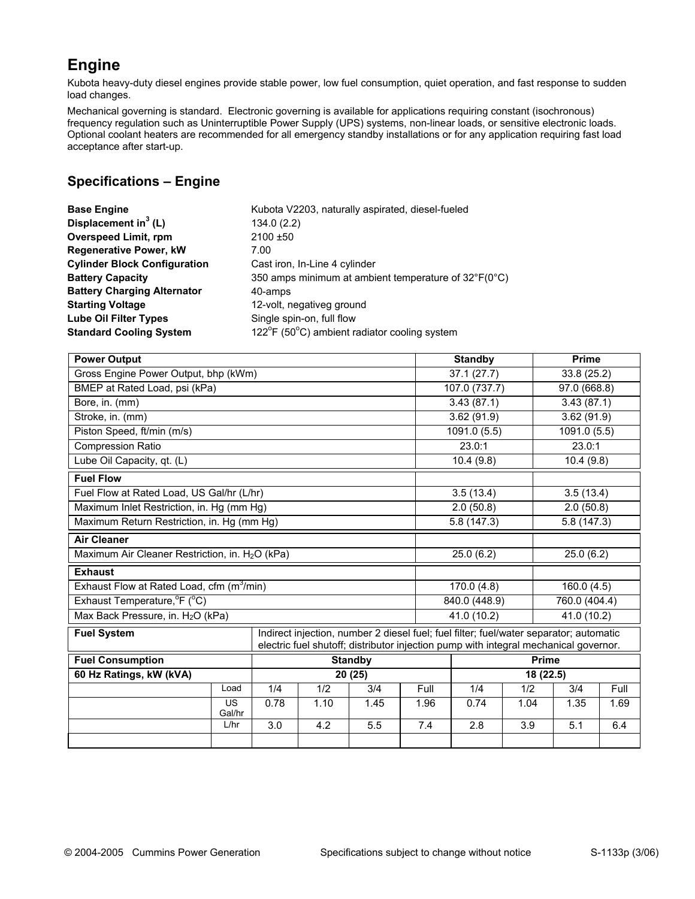## Engine

Kubota heavy-duty diesel engines provide stable power, low fuel consumption, quiet operation, and fast response to sudden load changes.

Mechanical governing is standard. Electronic governing is available for applications requiring constant (isochronous) frequency regulation such as Uninterruptible Power Supply (UPS) systems, non-linear loads, or sensitive electronic loads. Optional coolant heaters are recommended for all emergency standby installations or for any application requiring fast load acceptance after start-up.

## Specifications – Engine

| | |
|---|---|
| **Base Engine** | Kubota V2203, naturally aspirated, diesel-fueled |
| **Displacement in$^3$ (L)** | 134.0 (2.2) |
| **Overspeed Limit, rpm** | 2100 ±50 |
| **Regenerative Power, kW** | 7.00 |
| **Cylinder Block Configuration** | Cast iron, In-Line 4 cylinder |
| **Battery Capacity** | 350 amps minimum at ambient temperature of 32°F(0°C) |
| **Battery Charging Alternator** | 40-amps |
| **Starting Voltage** | 12-volt, negativeg ground |
| **Lube Oil Filter Types** | Single spin-on, full flow |
| **Standard Cooling System** | 122°F (50°C) ambient radiator cooling system |

| **Power Output** | **Standby** | **Prime** |
|---|---|---|
| Gross Engine Power Output, bhp (kWm) | 37.1 (27.7) | 33.8 (25.2) |
| BMEP at Rated Load, psi (kPa) | 107.0 (737.7) | 97.0 (668.8) |
| Bore, in. (mm) | 3.43 (87.1) | 3.43 (87.1) |
| Stroke, in. (mm) | 3.62 (91.9) | 3.62 (91.9) |
| Piston Speed, ft/min (m/s) | 1091.0 (5.5) | 1091.0 (5.5) |
| Compression Ratio | 23.0:1 | 23.0:1 |
| Lube Oil Capacity, qt. (L) | 10.4 (9.8) | 10.4 (9.8) |
| **Fuel Flow** | | |
| Fuel Flow at Rated Load, US Gal/hr (L/hr) | 3.5 (13.4) | 3.5 (13.4) |
| Maximum Inlet Restriction, in. Hg (mm Hg) | 2.0 (50.8) | 2.0 (50.8) |
| Maximum Return Restriction, in. Hg (mm Hg) | 5.8 (147.3) | 5.8 (147.3) |
| **Air Cleaner** | | |
| Maximum Air Cleaner Restriction, in. $H_2O$ (kPa) | 25.0 (6.2) | 25.0 (6.2) |
| **Exhaust** | | |
| Exhaust Flow at Rated Load, cfm (m$^3$/min) | 170.0 (4.8) | 160.0 (4.5) |
| Exhaust Temperature,°F (°C) | 840.0 (448.9) | 760.0 (404.4) |
| Max Back Pressure, in. $H_2O$ (kPa) | 41.0 (10.2) | 41.0 (10.2) |

| | |
|---|---|
| **Fuel System** | Indirect injection, number 2 diesel fuel; fuel filter; fuel/water separator; automatic electric fuel shutoff; distributor injection pump with integral mechanical governor. |

| **Fuel Consumption** | | **Standby** | | | | **Prime** | | | |
|---|---|---|---|---|---|---|---|---|---|
| **60 Hz Ratings, kW (kVA)** | | **20 (25)** | | | | **18 (22.5)** | | | |
| | Load | 1/4 | 1/2 | 3/4 | Full | 1/4 | 1/2 | 3/4 | Full |
| | US Gal/hr | 0.78 | 1.10 | 1.45 | 1.96 | 0.74 | 1.04 | 1.35 | 1.69 |
| | L/hr | 3.0 | 4.2 | 5.5 | 7.4 | 2.8 | 3.9 | 5.1 | 6.4 |

© 2004-2005 Cummins Power Generation Specifications subject to change without notice S-1133p (3/06)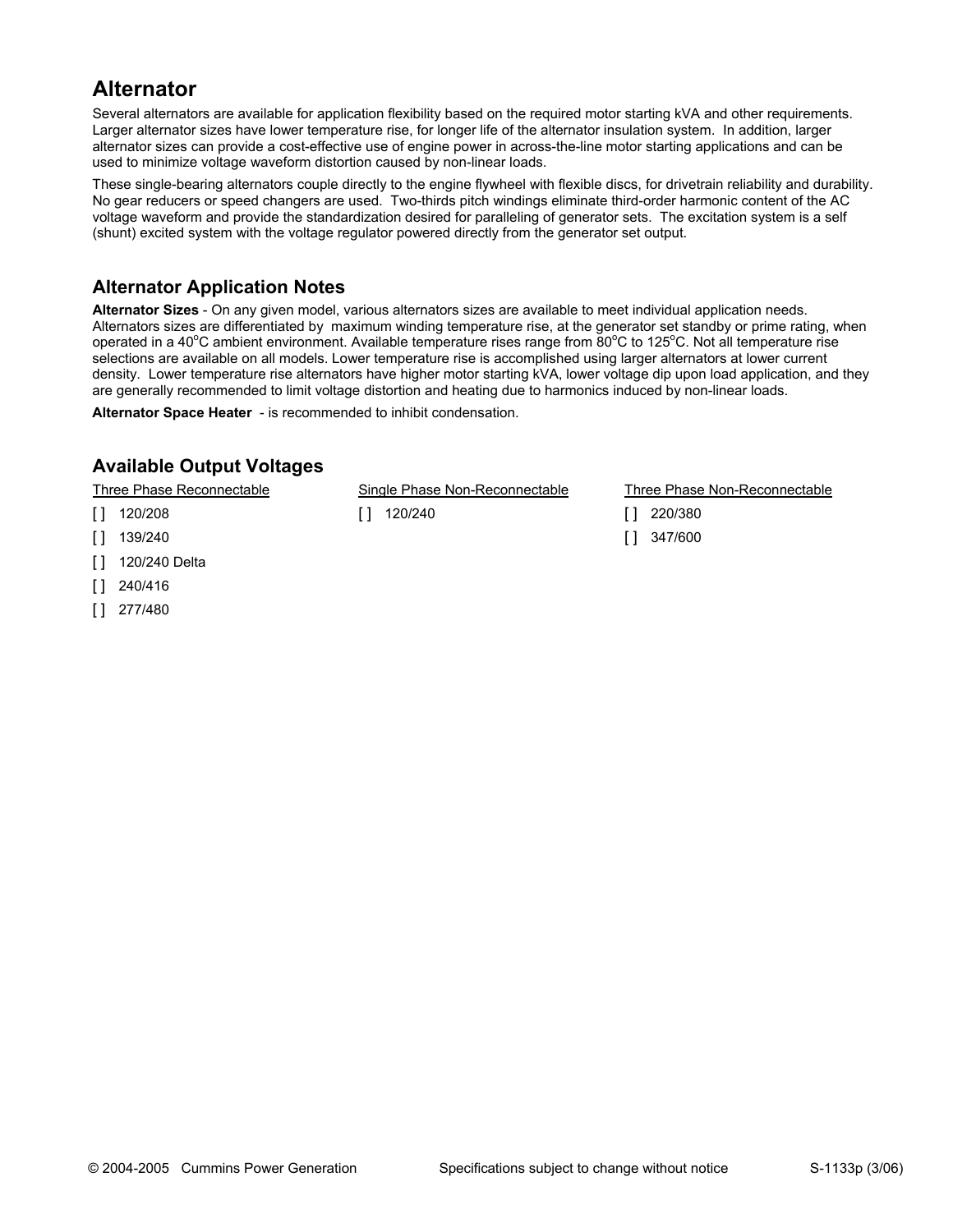## Alternator

Several alternators are available for application flexibility based on the required motor starting kVA and other requirements. Larger alternator sizes have lower temperature rise, for longer life of the alternator insulation system. In addition, larger alternator sizes can provide a cost-effective use of engine power in across-the-line motor starting applications and can be used to minimize voltage waveform distortion caused by non-linear loads.

These single-bearing alternators couple directly to the engine flywheel with flexible discs, for drivetrain reliability and durability. No gear reducers or speed changers are used. Two-thirds pitch windings eliminate third-order harmonic content of the AC voltage waveform and provide the standardization desired for paralleling of generator sets. The excitation system is a self (shunt) excited system with the voltage regulator powered directly from the generator set output.

### Alternator Application Notes

**Alternator Sizes** - On any given model, various alternators sizes are available to meet individual application needs. Alternators sizes are differentiated by maximum winding temperature rise, at the generator set standby or prime rating, when operated in a 40°C ambient environment. Available temperature rises range from 80°C to 125°C. Not all temperature rise selections are available on all models. Lower temperature rise is accomplished using larger alternators at lower current density. Lower temperature rise alternators have higher motor starting kVA, lower voltage dip upon load application, and they are generally recommended to limit voltage distortion and heating due to harmonics induced by non-linear loads.

**Alternator Space Heater** - is recommended to inhibit condensation.

### Available Output Voltages

Three Phase Reconnectable

- [ ] 120/208
- [ ] 139/240
- [ ] 120/240 Delta
- [ ] 240/416
- [ ] 277/480

Single Phase Non-Reconnectable

- [ ] 120/240

Three Phase Non-Reconnectable

- [ ] 220/380
- [ ] 347/600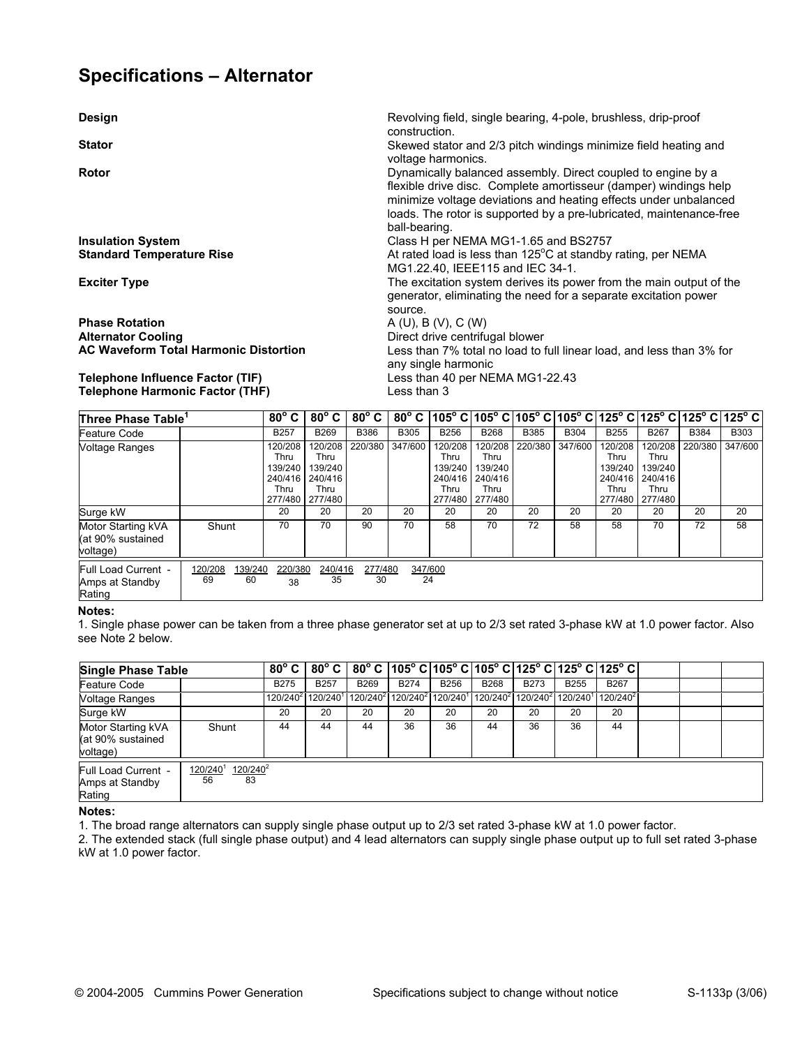## Specifications – Alternator

| | |
|---|---|
| **Design** | Revolving field, single bearing, 4-pole, brushless, drip-proof construction. |
| **Stator** | Skewed stator and 2/3 pitch windings minimize field heating and voltage harmonics. |
| **Rotor** | Dynamically balanced assembly. Direct coupled to engine by a flexible drive disc. Complete amortisseur (damper) windings help minimize voltage deviations and heating effects under unbalanced loads. The rotor is supported by a pre-lubricated, maintenance-free ball-bearing. |
| **Insulation System** | Class H per NEMA MG1-1.65 and BS2757 |
| **Standard Temperature Rise** | At rated load is less than 125°C at standby rating, per NEMA MG1.22.40, IEEE115 and IEC 34-1. |
| **Exciter Type** | The excitation system derives its power from the main output of the generator, eliminating the need for a separate excitation power source. |
| **Phase Rotation** | A (U), B (V), C (W) |
| **Alternator Cooling** | Direct drive centrifugal blower |
| **AC Waveform Total Harmonic Distortion** | Less than 7% total no load to full linear load, and less than 3% for any single harmonic |
| **Telephone Influence Factor (TIF)** | Less than 40 per NEMA MG1-22.43 |
| **Telephone Harmonic Factor (THF)** | Less than 3 |

| Three Phase Table[1] | | 80° C | 80° C | 80° C | 80° C | 105° C | 105° C | 105° C | 105° C | 125° C | 125° C | 125° C | 125° C |
|---|---|---|---|---|---|---|---|---|---|---|---|---|---|
| Feature Code | | B257 | B269 | B386 | B305 | B256 | B268 | B385 | B304 | B255 | B267 | B384 | B303 |
| Voltage Ranges | | 120/208 Thru 139/240 240/416 Thru 277/480 | 120/208 Thru 139/240 240/416 Thru 277/480 | 220/380 | 347/600 | 120/208 Thru 139/240 240/416 Thru 277/480 | 120/208 Thru 139/240 240/416 Thru 277/480 | 220/380 | 347/600 | 120/208 Thru 139/240 240/416 Thru 277/480 | 120/208 Thru 139/240 240/416 Thru 277/480 | 220/380 | 347/600 |
| Surge kW | | 20 | 20 | 20 | 20 | 20 | 20 | 20 | 20 | 20 | 20 | 20 | 20 |
| Motor Starting kVA (at 90% sustained voltage) | Shunt | 70 | 70 | 90 | 70 | 58 | 70 | 72 | 58 | 58 | 70 | 72 | 58 |
| Full Load Current - Amps at Standby Rating | 120/208: 69; 139/240: 60; 220/380: 38; 240/416: 35; 277/480: 30; 347/600: 24 | | | | | | | | | | | | |

**Notes:**

1. Single phase power can be taken from a three phase generator set at up to 2/3 set rated 3-phase kW at 1.0 power factor. Also see Note 2 below.

| Single Phase Table | | 80° C | 80° C | 80° C | 105° C | 105° C | 105° C | 125° C | 125° C | 125° C |
|---|---|---|---|---|---|---|---|---|---|---|
| Feature Code | | B275 | B257 | B269 | B274 | B256 | B268 | B273 | B255 | B267 |
| Voltage Ranges | | 120/240[2] | 120/240[1] | 120/240[2] | 120/240[2] | 120/240[1] | 120/240[2] | 120/240[2] | 120/240[1] | 120/240[2] |
| Surge kW | | 20 | 20 | 20 | 20 | 20 | 20 | 20 | 20 | 20 |
| Motor Starting kVA (at 90% sustained voltage) | Shunt | 44 | 44 | 44 | 36 | 36 | 44 | 36 | 36 | 44 |
| Full Load Current - Amps at Standby Rating | 120/240[1]: 56; 120/240[2]: 83 | | | | | | | | | |

**Notes:**

1. The broad range alternators can supply single phase output up to 2/3 set rated 3-phase kW at 1.0 power factor.
2. The extended stack (full single phase output) and 4 lead alternators can supply single phase output up to full set rated 3-phase kW at 1.0 power factor.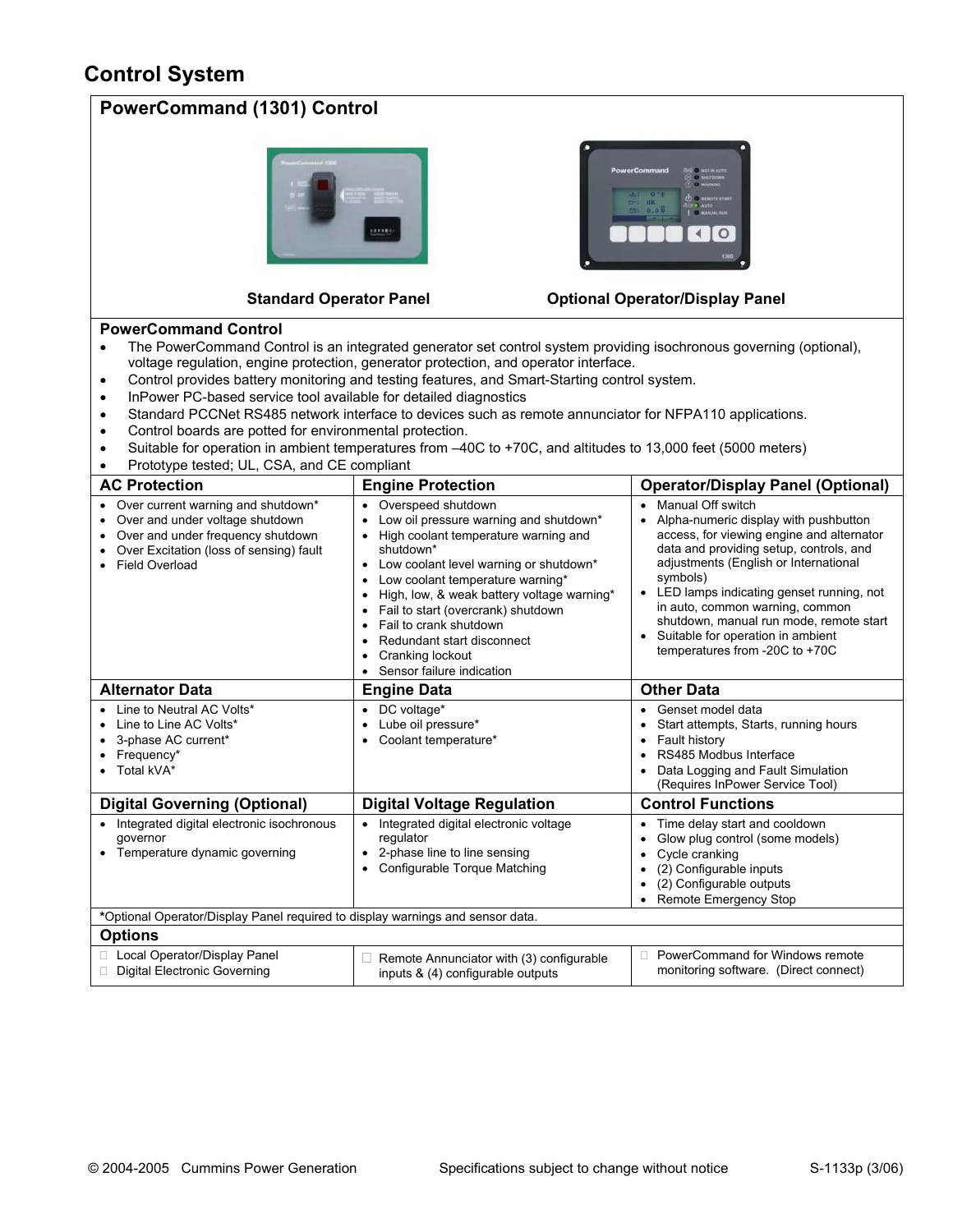# Control System

## PowerCommand (1301) Control

**Standard Operator Panel** | **Optional Operator/Display Panel**

### PowerCommand Control

- The PowerCommand Control is an integrated generator set control system providing isochronous governing (optional), voltage regulation, engine protection, generator protection, and operator interface.
- Control provides battery monitoring and testing features, and Smart-Starting control system.
- InPower PC-based service tool available for detailed diagnostics
- Standard PCCNet RS485 network interface to devices such as remote annunciator for NFPA110 applications.
- Control boards are potted for environmental protection.
- Suitable for operation in ambient temperatures from –40C to +70C, and altitudes to 13,000 feet (5000 meters)
- Prototype tested; UL, CSA, and CE compliant

| AC Protection | Engine Protection | Operator/Display Panel (Optional) |
|---|---|---|
| • Over current warning and shutdown*<br>• Over and under voltage shutdown<br>• Over and under frequency shutdown<br>• Over Excitation (loss of sensing) fault<br>• Field Overload | • Overspeed shutdown<br>• Low oil pressure warning and shutdown*<br>• High coolant temperature warning and shutdown*<br>• Low coolant level warning or shutdown*<br>• Low coolant temperature warning*<br>• High, low, & weak battery voltage warning*<br>• Fail to start (overcrank) shutdown<br>• Fail to crank shutdown<br>• Redundant start disconnect<br>• Cranking lockout<br>• Sensor failure indication | • Manual Off switch<br>• Alpha-numeric display with pushbutton access, for viewing engine and alternator data and providing setup, controls, and adjustments (English or International symbols)<br>• LED lamps indicating genset running, not in auto, common warning, common shutdown, manual run mode, remote start<br>• Suitable for operation in ambient temperatures from -20C to +70C |
| **Alternator Data** | **Engine Data** | **Other Data** |
| • Line to Neutral AC Volts*<br>• Line to Line AC Volts*<br>• 3-phase AC current*<br>• Frequency*<br>• Total kVA* | • DC voltage*<br>• Lube oil pressure*<br>• Coolant temperature* | • Genset model data<br>• Start attempts, Starts, running hours<br>• Fault history<br>• RS485 Modbus Interface<br>• Data Logging and Fault Simulation (Requires InPower Service Tool) |
| **Digital Governing (Optional)** | **Digital Voltage Regulation** | **Control Functions** |
| • Integrated digital electronic isochronous governor<br>• Temperature dynamic governing | • Integrated digital electronic voltage regulator<br>• 2-phase line to line sensing<br>• Configurable Torque Matching | • Time delay start and cooldown<br>• Glow plug control (some models)<br>• Cycle cranking<br>• (2) Configurable inputs<br>• (2) Configurable outputs<br>• Remote Emergency Stop |

***Optional Operator/Display Panel required to display warnings and sensor data.**

### Options

| | | |
|---|---|---|
| ☐ Local Operator/Display Panel<br>☐ Digital Electronic Governing | ☐ Remote Annunciator with (3) configurable inputs & (4) configurable outputs | ☐ PowerCommand for Windows remote monitoring software. (Direct connect) |

© 2004-2005 Cummins Power Generation — Specifications subject to change without notice — S-1133p (3/06)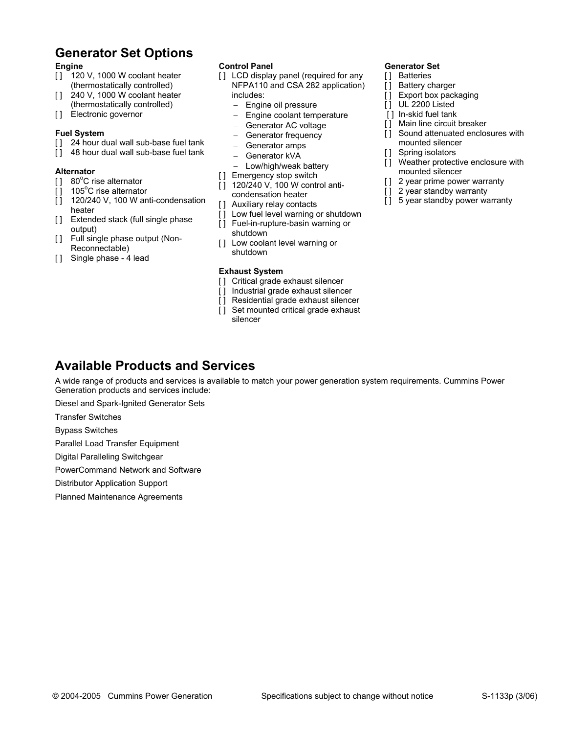## Generator Set Options

### Engine

- [ ] 120 V, 1000 W coolant heater (thermostatically controlled)
- [ ] 240 V, 1000 W coolant heater (thermostatically controlled)
- [ ] Electronic governor

### Fuel System

- [ ] 24 hour dual wall sub-base fuel tank
- [ ] 48 hour dual wall sub-base fuel tank

### Alternator

- [ ] 80°C rise alternator
- [ ] 105°C rise alternator
- [ ] 120/240 V, 100 W anti-condensation heater
- [ ] Extended stack (full single phase output)
- [ ] Full single phase output (Non-Reconnectable)
- [ ] Single phase - 4 lead

### Control Panel

- [ ] LCD display panel (required for any NFPA110 and CSA 282 application) includes:
  - Engine oil pressure
  - Engine coolant temperature
  - Generator AC voltage
  - Generator frequency
  - Generator amps
  - Generator kVA
  - Low/high/weak battery
- [ ] Emergency stop switch
- [ ] 120/240 V, 100 W control anti-condensation heater
- [ ] Auxiliary relay contacts
- [ ] Low fuel level warning or shutdown
- [ ] Fuel-in-rupture-basin warning or shutdown
- [ ] Low coolant level warning or shutdown

### Exhaust System

- [ ] Critical grade exhaust silencer
- [ ] Industrial grade exhaust silencer
- [ ] Residential grade exhaust silencer
- [ ] Set mounted critical grade exhaust silencer

### Generator Set

- [ ] Batteries
- [ ] Battery charger
- [ ] Export box packaging
- [ ] UL 2200 Listed
- [ ] In-skid fuel tank
- [ ] Main line circuit breaker
- [ ] Sound attenuated enclosures with mounted silencer
- [ ] Spring isolators
- [ ] Weather protective enclosure with mounted silencer
- [ ] 2 year prime power warranty
- [ ] 2 year standby warranty
- [ ] 5 year standby power warranty

## Available Products and Services

A wide range of products and services is available to match your power generation system requirements. Cummins Power Generation products and services include:

Diesel and Spark-Ignited Generator Sets

Transfer Switches

Bypass Switches

Parallel Load Transfer Equipment

Digital Paralleling Switchgear

PowerCommand Network and Software

Distributor Application Support

Planned Maintenance Agreements

© 2004-2005 Cummins Power Generation Specifications subject to change without notice S-1133p (3/06)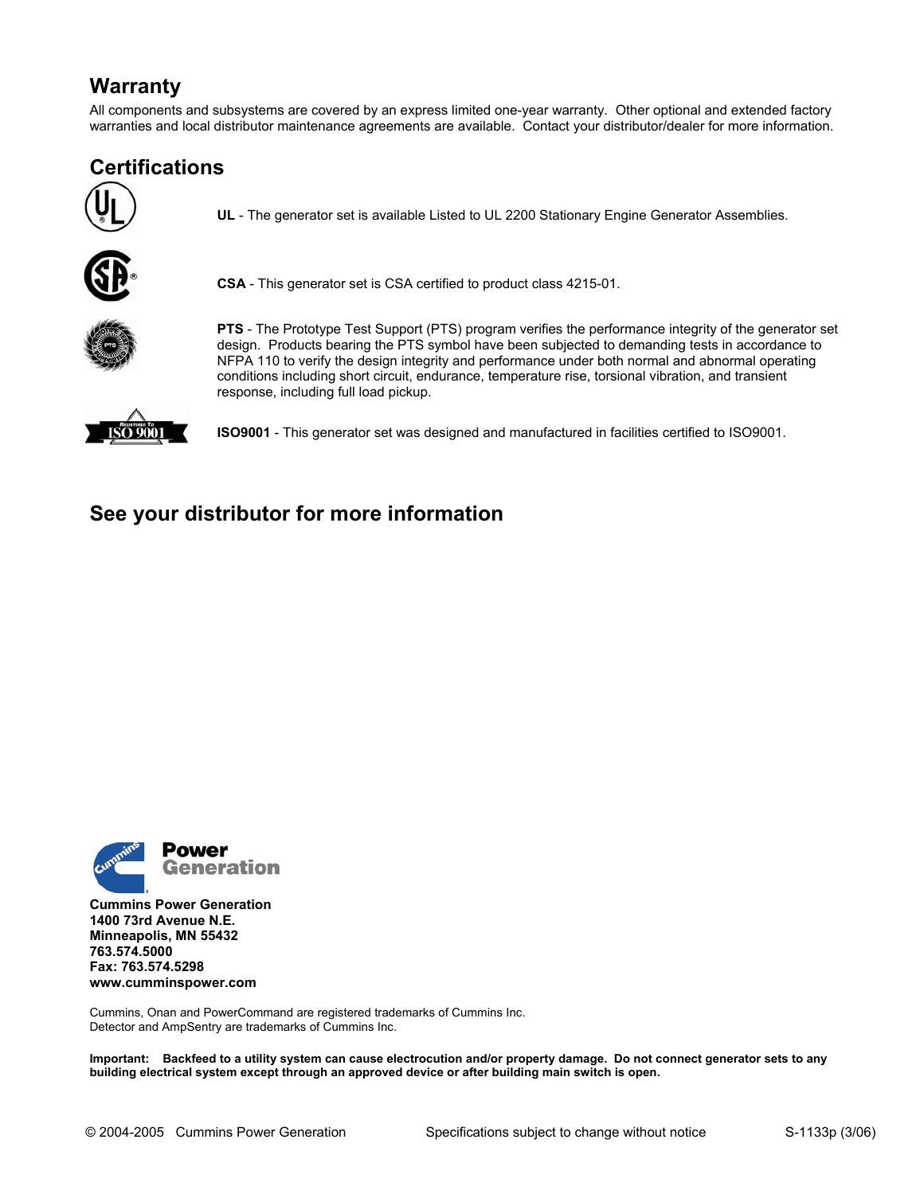## Warranty

All components and subsystems are covered by an express limited one-year warranty. Other optional and extended factory warranties and local distributor maintenance agreements are available. Contact your distributor/dealer for more information.

## Certifications

**UL** - The generator set is available Listed to UL 2200 Stationary Engine Generator Assemblies.

**CSA** - This generator set is CSA certified to product class 4215-01.

**PTS** - The Prototype Test Support (PTS) program verifies the performance integrity of the generator set design. Products bearing the PTS symbol have been subjected to demanding tests in accordance to NFPA 110 to verify the design integrity and performance under both normal and abnormal operating conditions including short circuit, endurance, temperature rise, torsional vibration, and transient response, including full load pickup.

**ISO9001** - This generator set was designed and manufactured in facilities certified to ISO9001.

## See your distributor for more information

**Cummins Power Generation**
**1400 73rd Avenue N.E.**
**Minneapolis, MN 55432**
**763.574.5000**
**Fax: 763.574.5298**
**www.cumminspower.com**

Cummins, Onan and PowerCommand are registered trademarks of Cummins Inc.
Detector and AmpSentry are trademarks of Cummins Inc.

**Important: Backfeed to a utility system can cause electrocution and/or property damage. Do not connect generator sets to any building electrical system except through an approved device or after building main switch is open.**

© 2004-2005 Cummins Power Generation    Specifications subject to change without notice    S-1133p (3/06)